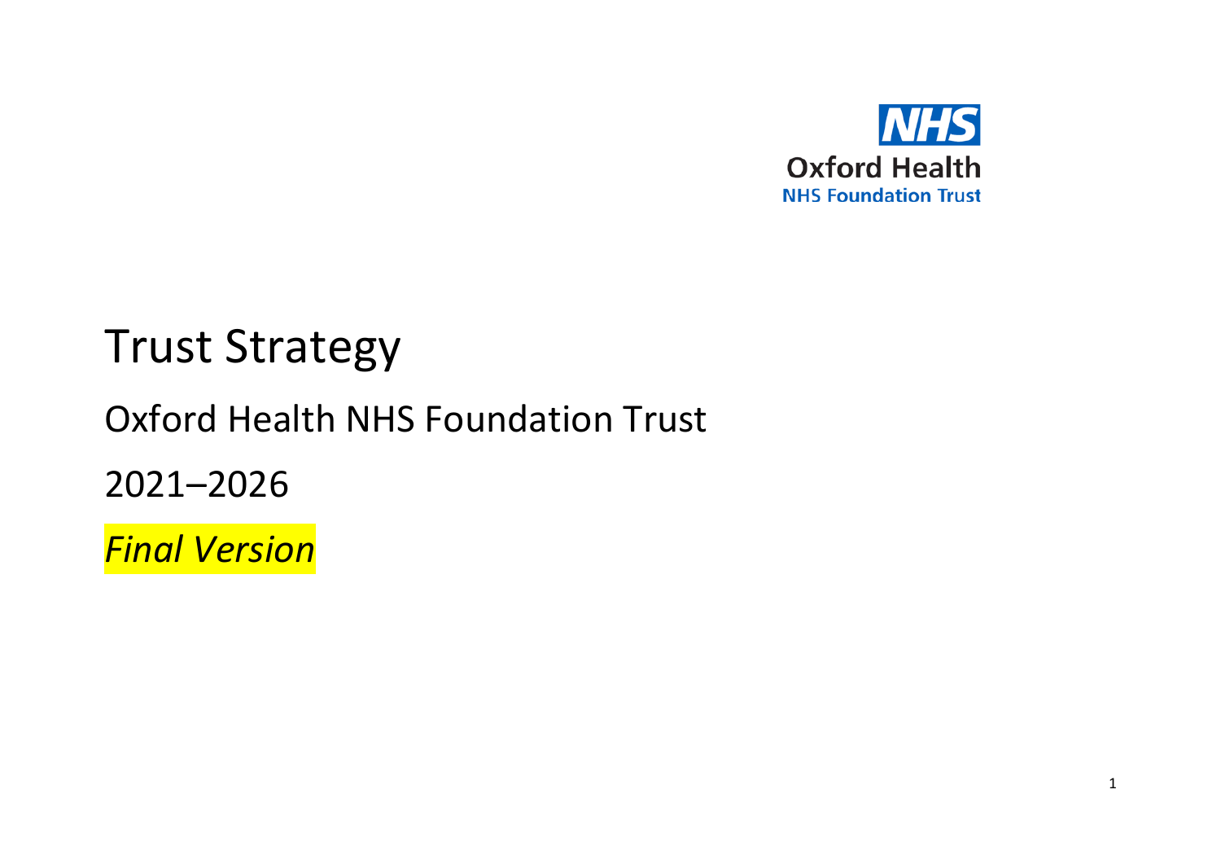NHS

Oxford Health

NHS Foundation Trust

# Trust Strategy

## Oxford Health NHS Foundation Trust

## 2021–2026

*Final Version*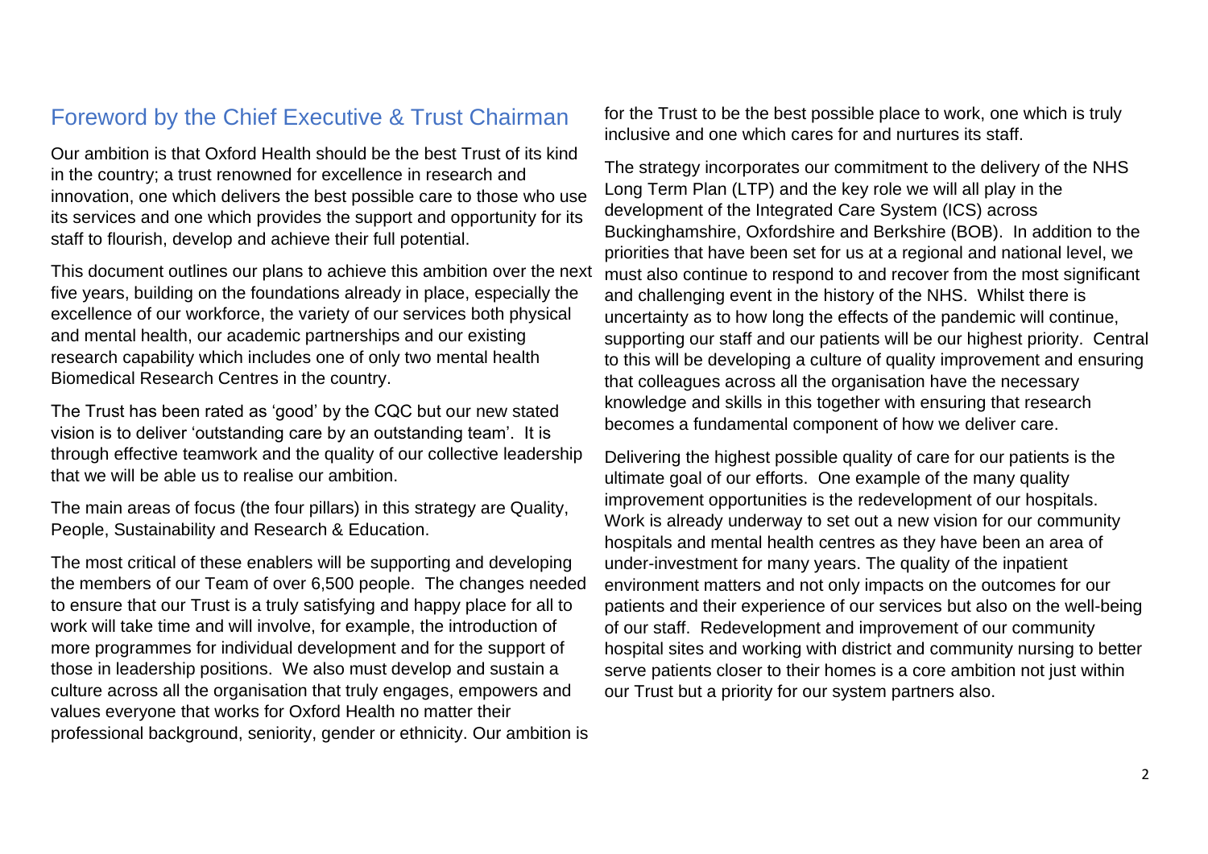## Foreword by the Chief Executive & Trust Chairman

Our ambition is that Oxford Health should be the best Trust of its kind in the country; a trust renowned for excellence in research and innovation, one which delivers the best possible care to those who use its services and one which provides the support and opportunity for its staff to flourish, develop and achieve their full potential.

This document outlines our plans to achieve this ambition over the next five years, building on the foundations already in place, especially the excellence of our workforce, the variety of our services both physical and mental health, our academic partnerships and our existing research capability which includes one of only two mental health Biomedical Research Centres in the country.

The Trust has been rated as 'good' by the CQC but our new stated vision is to deliver 'outstanding care by an outstanding team'. It is through effective teamwork and the quality of our collective leadership that we will be able us to realise our ambition.

The main areas of focus (the four pillars) in this strategy are Quality, People, Sustainability and Research & Education.

The most critical of these enablers will be supporting and developing the members of our Team of over 6,500 people. The changes needed to ensure that our Trust is a truly satisfying and happy place for all to work will take time and will involve, for example, the introduction of more programmes for individual development and for the support of those in leadership positions. We also must develop and sustain a culture across all the organisation that truly engages, empowers and values everyone that works for Oxford Health no matter their professional background, seniority, gender or ethnicity. Our ambition is for the Trust to be the best possible place to work, one which is truly inclusive and one which cares for and nurtures its staff.

The strategy incorporates our commitment to the delivery of the NHS Long Term Plan (LTP) and the key role we will all play in the development of the Integrated Care System (ICS) across Buckinghamshire, Oxfordshire and Berkshire (BOB). In addition to the priorities that have been set for us at a regional and national level, we must also continue to respond to and recover from the most significant and challenging event in the history of the NHS. Whilst there is uncertainty as to how long the effects of the pandemic will continue, supporting our staff and our patients will be our highest priority. Central to this will be developing a culture of quality improvement and ensuring that colleagues across all the organisation have the necessary knowledge and skills in this together with ensuring that research becomes a fundamental component of how we deliver care.

Delivering the highest possible quality of care for our patients is the ultimate goal of our efforts. One example of the many quality improvement opportunities is the redevelopment of our hospitals. Work is already underway to set out a new vision for our community hospitals and mental health centres as they have been an area of under-investment for many years. The quality of the inpatient environment matters and not only impacts on the outcomes for our patients and their experience of our services but also on the well-being of our staff. Redevelopment and improvement of our community hospital sites and working with district and community nursing to better serve patients closer to their homes is a core ambition not just within our Trust but a priority for our system partners also.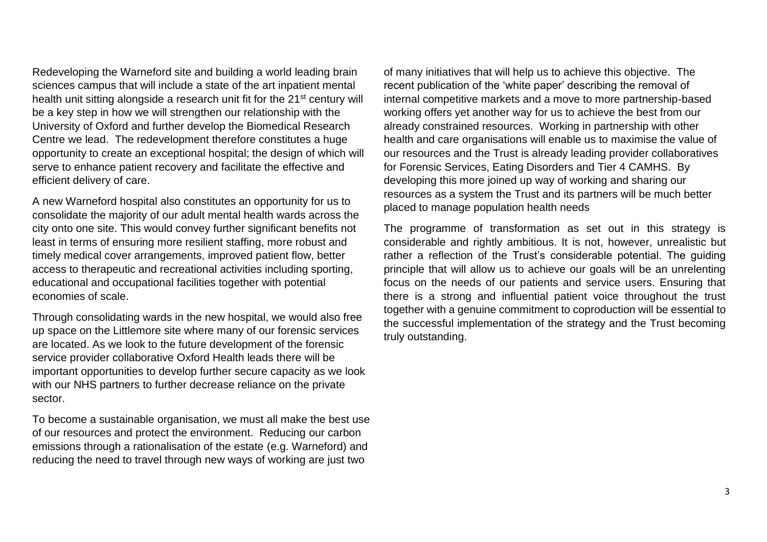Redeveloping the Warneford site and building a world leading brain sciences campus that will include a state of the art inpatient mental health unit sitting alongside a research unit fit for the 21st century will be a key step in how we will strengthen our relationship with the University of Oxford and further develop the Biomedical Research Centre we lead. The redevelopment therefore constitutes a huge opportunity to create an exceptional hospital; the design of which will serve to enhance patient recovery and facilitate the effective and efficient delivery of care.

A new Warneford hospital also constitutes an opportunity for us to consolidate the majority of our adult mental health wards across the city onto one site. This would convey further significant benefits not least in terms of ensuring more resilient staffing, more robust and timely medical cover arrangements, improved patient flow, better access to therapeutic and recreational activities including sporting, educational and occupational facilities together with potential economies of scale.

Through consolidating wards in the new hospital, we would also free up space on the Littlemore site where many of our forensic services are located. As we look to the future development of the forensic service provider collaborative Oxford Health leads there will be important opportunities to develop further secure capacity as we look with our NHS partners to further decrease reliance on the private sector.

To become a sustainable organisation, we must all make the best use of our resources and protect the environment. Reducing our carbon emissions through a rationalisation of the estate (e.g. Warneford) and reducing the need to travel through new ways of working are just two of many initiatives that will help us to achieve this objective. The recent publication of the 'white paper' describing the removal of internal competitive markets and a move to more partnership-based working offers yet another way for us to achieve the best from our already constrained resources. Working in partnership with other health and care organisations will enable us to maximise the value of our resources and the Trust is already leading provider collaboratives for Forensic Services, Eating Disorders and Tier 4 CAMHS. By developing this more joined up way of working and sharing our resources as a system the Trust and its partners will be much better placed to manage population health needs

The programme of transformation as set out in this strategy is considerable and rightly ambitious. It is not, however, unrealistic but rather a reflection of the Trust's considerable potential. The guiding principle that will allow us to achieve our goals will be an unrelenting focus on the needs of our patients and service users. Ensuring that there is a strong and influential patient voice throughout the trust together with a genuine commitment to coproduction will be essential to the successful implementation of the strategy and the Trust becoming truly outstanding.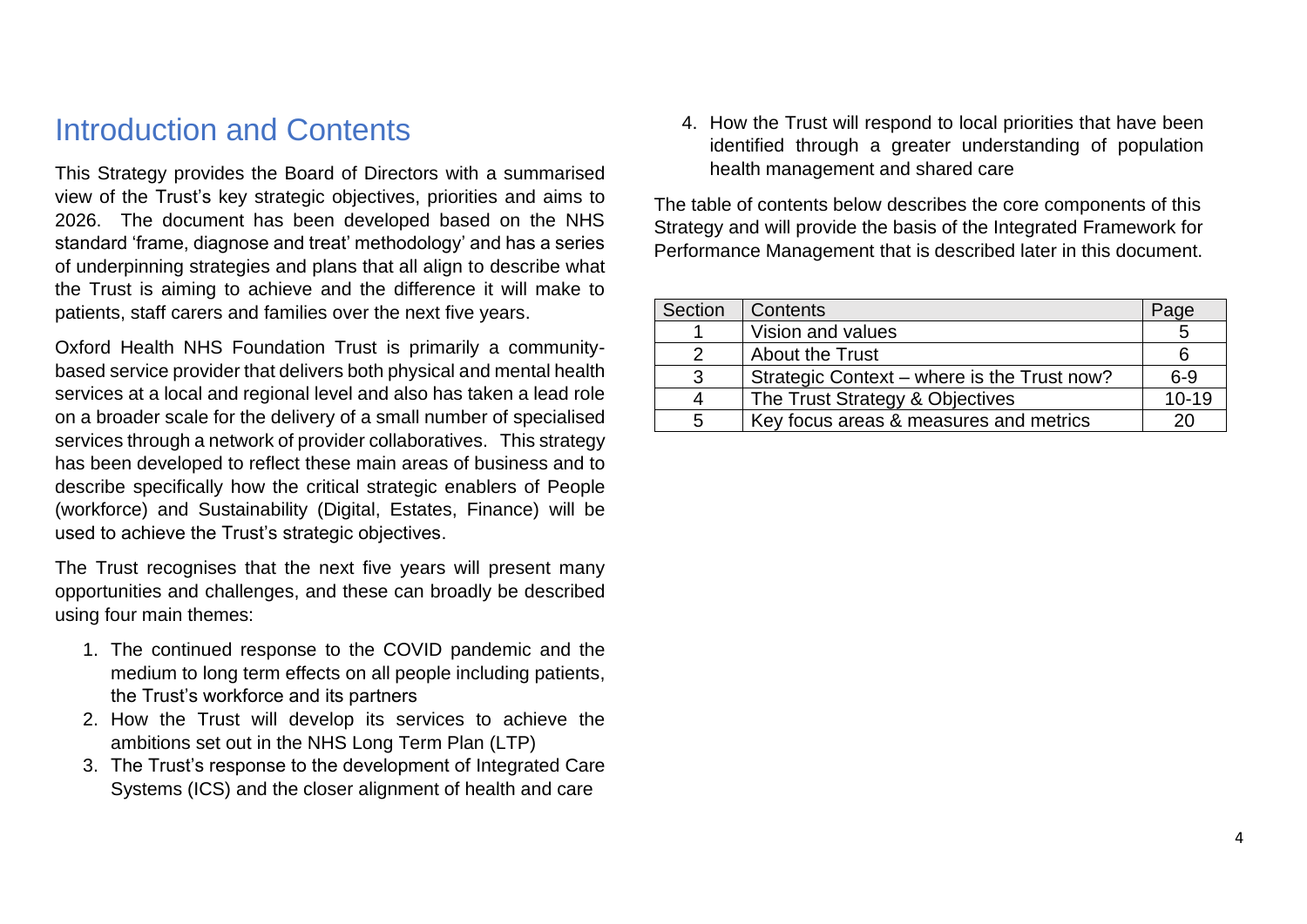# Introduction and Contents

This Strategy provides the Board of Directors with a summarised view of the Trust's key strategic objectives, priorities and aims to 2026. The document has been developed based on the NHS standard 'frame, diagnose and treat' methodology' and has a series of underpinning strategies and plans that all align to describe what the Trust is aiming to achieve and the difference it will make to patients, staff carers and families over the next five years.

Oxford Health NHS Foundation Trust is primarily a community-based service provider that delivers both physical and mental health services at a local and regional level and also has taken a lead role on a broader scale for the delivery of a small number of specialised services through a network of provider collaboratives. This strategy has been developed to reflect these main areas of business and to describe specifically how the critical strategic enablers of People (workforce) and Sustainability (Digital, Estates, Finance) will be used to achieve the Trust's strategic objectives.

The Trust recognises that the next five years will present many opportunities and challenges, and these can broadly be described using four main themes:

1. The continued response to the COVID pandemic and the medium to long term effects on all people including patients, the Trust's workforce and its partners
2. How the Trust will develop its services to achieve the ambitions set out in the NHS Long Term Plan (LTP)
3. The Trust's response to the development of Integrated Care Systems (ICS) and the closer alignment of health and care
4. How the Trust will respond to local priorities that have been identified through a greater understanding of population health management and shared care

The table of contents below describes the core components of this Strategy and will provide the basis of the Integrated Framework for Performance Management that is described later in this document.

| Section | Contents | Page |
|---|---|---|
| 1 | Vision and values | 5 |
| 2 | About the Trust | 6 |
| 3 | Strategic Context – where is the Trust now? | 6-9 |
| 4 | The Trust Strategy & Objectives | 10-19 |
| 5 | Key focus areas & measures and metrics | 20 |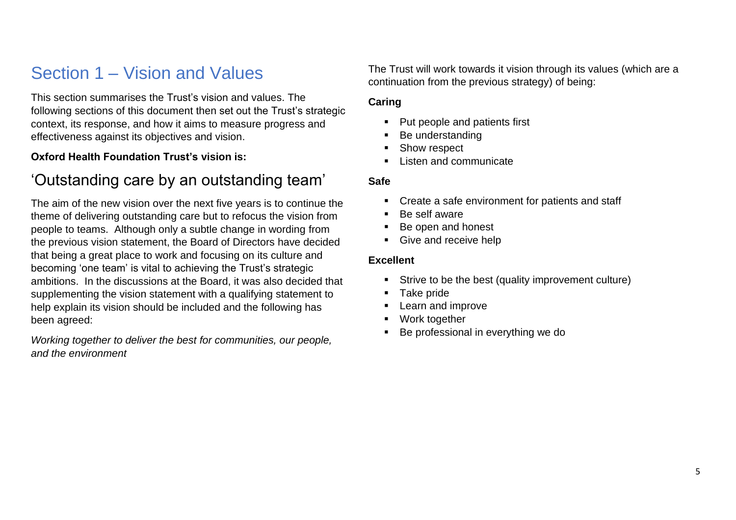# Section 1 – Vision and Values

This section summarises the Trust's vision and values. The following sections of this document then set out the Trust's strategic context, its response, and how it aims to measure progress and effectiveness against its objectives and vision.

**Oxford Health Foundation Trust's vision is:**

## 'Outstanding care by an outstanding team'

The aim of the new vision over the next five years is to continue the theme of delivering outstanding care but to refocus the vision from people to teams. Although only a subtle change in wording from the previous vision statement, the Board of Directors have decided that being a great place to work and focusing on its culture and becoming 'one team' is vital to achieving the Trust's strategic ambitions. In the discussions at the Board, it was also decided that supplementing the vision statement with a qualifying statement to help explain its vision should be included and the following has been agreed:

*Working together to deliver the best for communities, our people, and the environment*

The Trust will work towards it vision through its values (which are a continuation from the previous strategy) of being:

**Caring**

- Put people and patients first
- Be understanding
- Show respect
- Listen and communicate

**Safe**

- Create a safe environment for patients and staff
- Be self aware
- Be open and honest
- Give and receive help

**Excellent**

- Strive to be the best (quality improvement culture)
- Take pride
- Learn and improve
- Work together
- Be professional in everything we do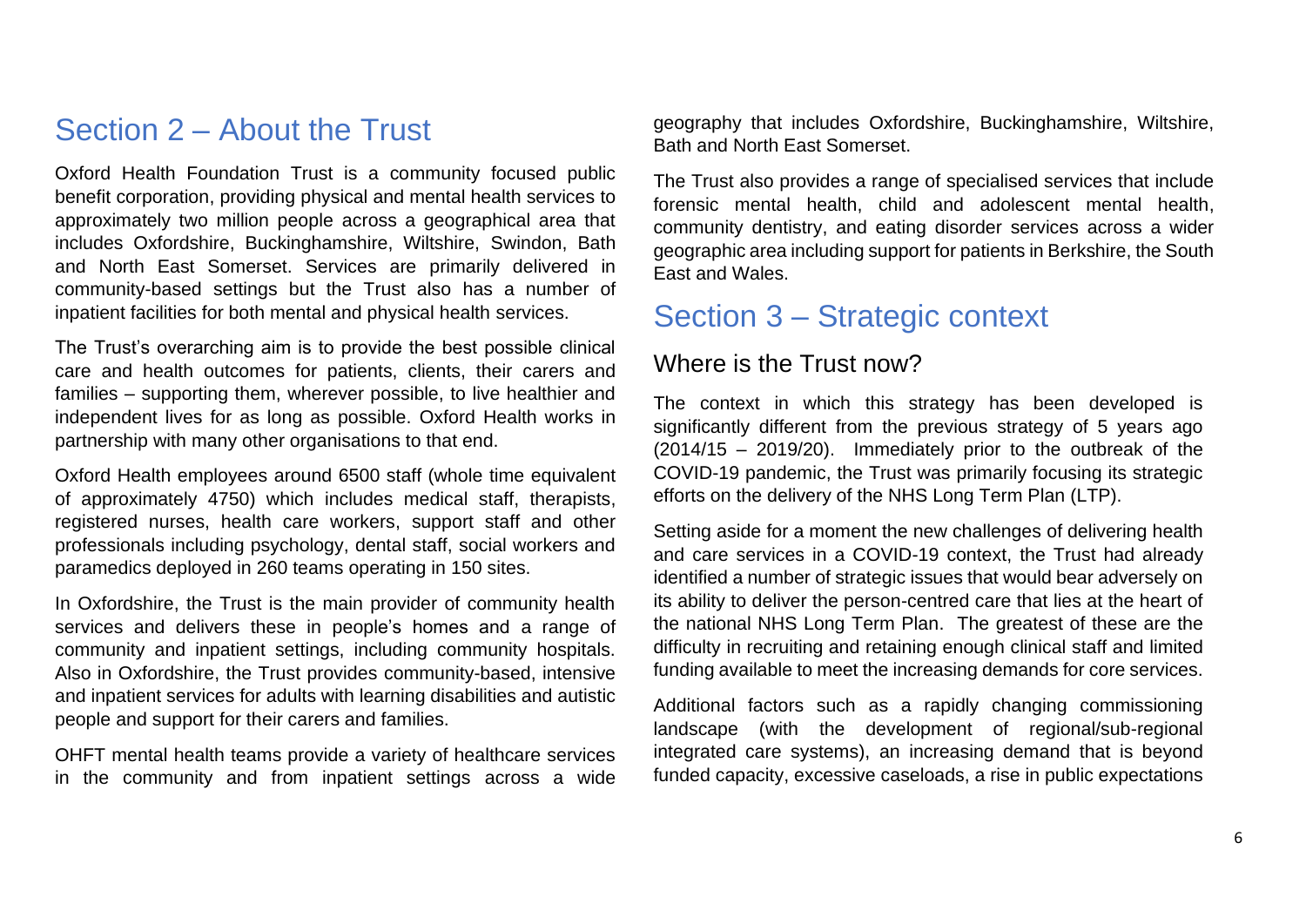# Section 2 – About the Trust

Oxford Health Foundation Trust is a community focused public benefit corporation, providing physical and mental health services to approximately two million people across a geographical area that includes Oxfordshire, Buckinghamshire, Wiltshire, Swindon, Bath and North East Somerset. Services are primarily delivered in community-based settings but the Trust also has a number of inpatient facilities for both mental and physical health services.

The Trust's overarching aim is to provide the best possible clinical care and health outcomes for patients, clients, their carers and families – supporting them, wherever possible, to live healthier and independent lives for as long as possible. Oxford Health works in partnership with many other organisations to that end.

Oxford Health employees around 6500 staff (whole time equivalent of approximately 4750) which includes medical staff, therapists, registered nurses, health care workers, support staff and other professionals including psychology, dental staff, social workers and paramedics deployed in 260 teams operating in 150 sites.

In Oxfordshire, the Trust is the main provider of community health services and delivers these in people's homes and a range of community and inpatient settings, including community hospitals. Also in Oxfordshire, the Trust provides community-based, intensive and inpatient services for adults with learning disabilities and autistic people and support for their carers and families.

OHFT mental health teams provide a variety of healthcare services in the community and from inpatient settings across a wide geography that includes Oxfordshire, Buckinghamshire, Wiltshire, Bath and North East Somerset.

The Trust also provides a range of specialised services that include forensic mental health, child and adolescent mental health, community dentistry, and eating disorder services across a wider geographic area including support for patients in Berkshire, the South East and Wales.

# Section 3 – Strategic context

## Where is the Trust now?

The context in which this strategy has been developed is significantly different from the previous strategy of 5 years ago (2014/15 – 2019/20). Immediately prior to the outbreak of the COVID-19 pandemic, the Trust was primarily focusing its strategic efforts on the delivery of the NHS Long Term Plan (LTP).

Setting aside for a moment the new challenges of delivering health and care services in a COVID-19 context, the Trust had already identified a number of strategic issues that would bear adversely on its ability to deliver the person-centred care that lies at the heart of the national NHS Long Term Plan. The greatest of these are the difficulty in recruiting and retaining enough clinical staff and limited funding available to meet the increasing demands for core services.

Additional factors such as a rapidly changing commissioning landscape (with the development of regional/sub-regional integrated care systems), an increasing demand that is beyond funded capacity, excessive caseloads, a rise in public expectations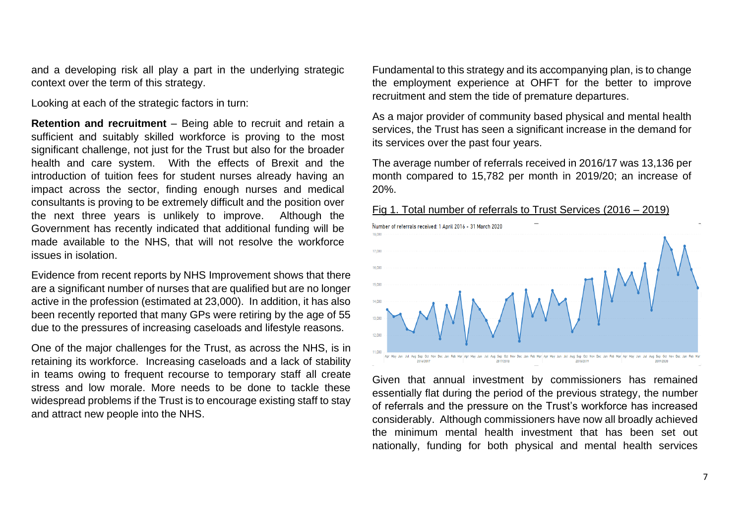and a developing risk all play a part in the underlying strategic context over the term of this strategy.

Looking at each of the strategic factors in turn:

**Retention and recruitment** – Being able to recruit and retain a sufficient and suitably skilled workforce is proving to the most significant challenge, not just for the Trust but also for the broader health and care system. With the effects of Brexit and the introduction of tuition fees for student nurses already having an impact across the sector, finding enough nurses and medical consultants is proving to be extremely difficult and the position over the next three years is unlikely to improve. Although the Government has recently indicated that additional funding will be made available to the NHS, that will not resolve the workforce issues in isolation.

Evidence from recent reports by NHS Improvement shows that there are a significant number of nurses that are qualified but are no longer active in the profession (estimated at 23,000). In addition, it has also been recently reported that many GPs were retiring by the age of 55 due to the pressures of increasing caseloads and lifestyle reasons.

One of the major challenges for the Trust, as across the NHS, is in retaining its workforce. Increasing caseloads and a lack of stability in teams owing to frequent recourse to temporary staff all create stress and low morale. More needs to be done to tackle these widespread problems if the Trust is to encourage existing staff to stay and attract new people into the NHS.

Fundamental to this strategy and its accompanying plan, is to change the employment experience at OHFT for the better to improve recruitment and stem the tide of premature departures.

As a major provider of community based physical and mental health services, the Trust has seen a significant increase in the demand for its services over the past four years.

The average number of referrals received in 2016/17 was 13,136 per month compared to 15,782 per month in 2019/20; an increase of 20%.

Fig 1. Total number of referrals to Trust Services (2016 – 2019)

Given that annual investment by commissioners has remained essentially flat during the period of the previous strategy, the number of referrals and the pressure on the Trust's workforce has increased considerably. Although commissioners have now all broadly achieved the minimum mental health investment that has been set out nationally, funding for both physical and mental health services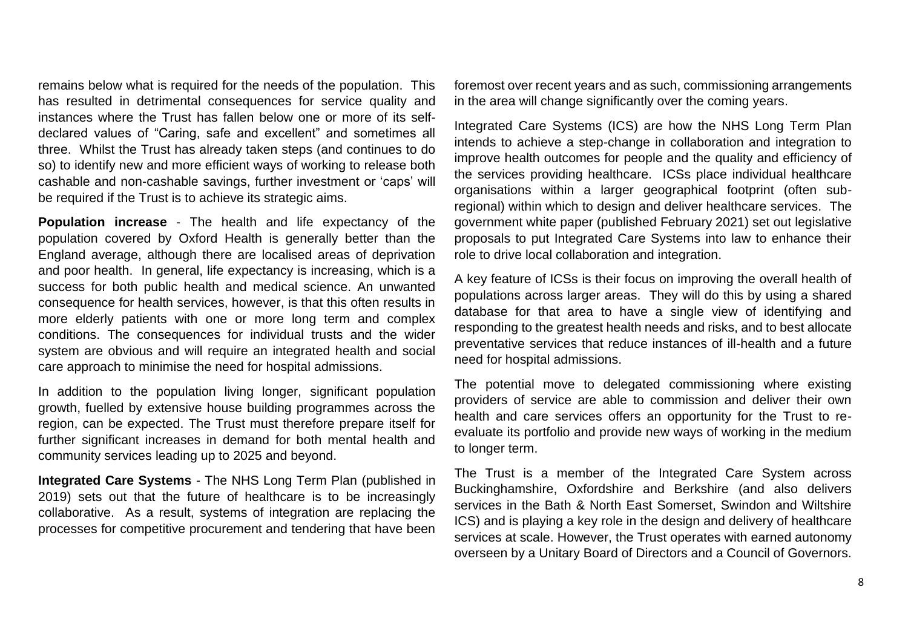remains below what is required for the needs of the population. This has resulted in detrimental consequences for service quality and instances where the Trust has fallen below one or more of its self-declared values of "Caring, safe and excellent" and sometimes all three. Whilst the Trust has already taken steps (and continues to do so) to identify new and more efficient ways of working to release both cashable and non-cashable savings, further investment or 'caps' will be required if the Trust is to achieve its strategic aims.

**Population increase** - The health and life expectancy of the population covered by Oxford Health is generally better than the England average, although there are localised areas of deprivation and poor health. In general, life expectancy is increasing, which is a success for both public health and medical science. An unwanted consequence for health services, however, is that this often results in more elderly patients with one or more long term and complex conditions. The consequences for individual trusts and the wider system are obvious and will require an integrated health and social care approach to minimise the need for hospital admissions.

In addition to the population living longer, significant population growth, fuelled by extensive house building programmes across the region, can be expected. The Trust must therefore prepare itself for further significant increases in demand for both mental health and community services leading up to 2025 and beyond.

**Integrated Care Systems** - The NHS Long Term Plan (published in 2019) sets out that the future of healthcare is to be increasingly collaborative. As a result, systems of integration are replacing the processes for competitive procurement and tendering that have been foremost over recent years and as such, commissioning arrangements in the area will change significantly over the coming years.

Integrated Care Systems (ICS) are how the NHS Long Term Plan intends to achieve a step-change in collaboration and integration to improve health outcomes for people and the quality and efficiency of the services providing healthcare. ICSs place individual healthcare organisations within a larger geographical footprint (often sub-regional) within which to design and deliver healthcare services. The government white paper (published February 2021) set out legislative proposals to put Integrated Care Systems into law to enhance their role to drive local collaboration and integration.

A key feature of ICSs is their focus on improving the overall health of populations across larger areas. They will do this by using a shared database for that area to have a single view of identifying and responding to the greatest health needs and risks, and to best allocate preventative services that reduce instances of ill-health and a future need for hospital admissions.

The potential move to delegated commissioning where existing providers of service are able to commission and deliver their own health and care services offers an opportunity for the Trust to re-evaluate its portfolio and provide new ways of working in the medium to longer term.

The Trust is a member of the Integrated Care System across Buckinghamshire, Oxfordshire and Berkshire (and also delivers services in the Bath & North East Somerset, Swindon and Wiltshire ICS) and is playing a key role in the design and delivery of healthcare services at scale. However, the Trust operates with earned autonomy overseen by a Unitary Board of Directors and a Council of Governors.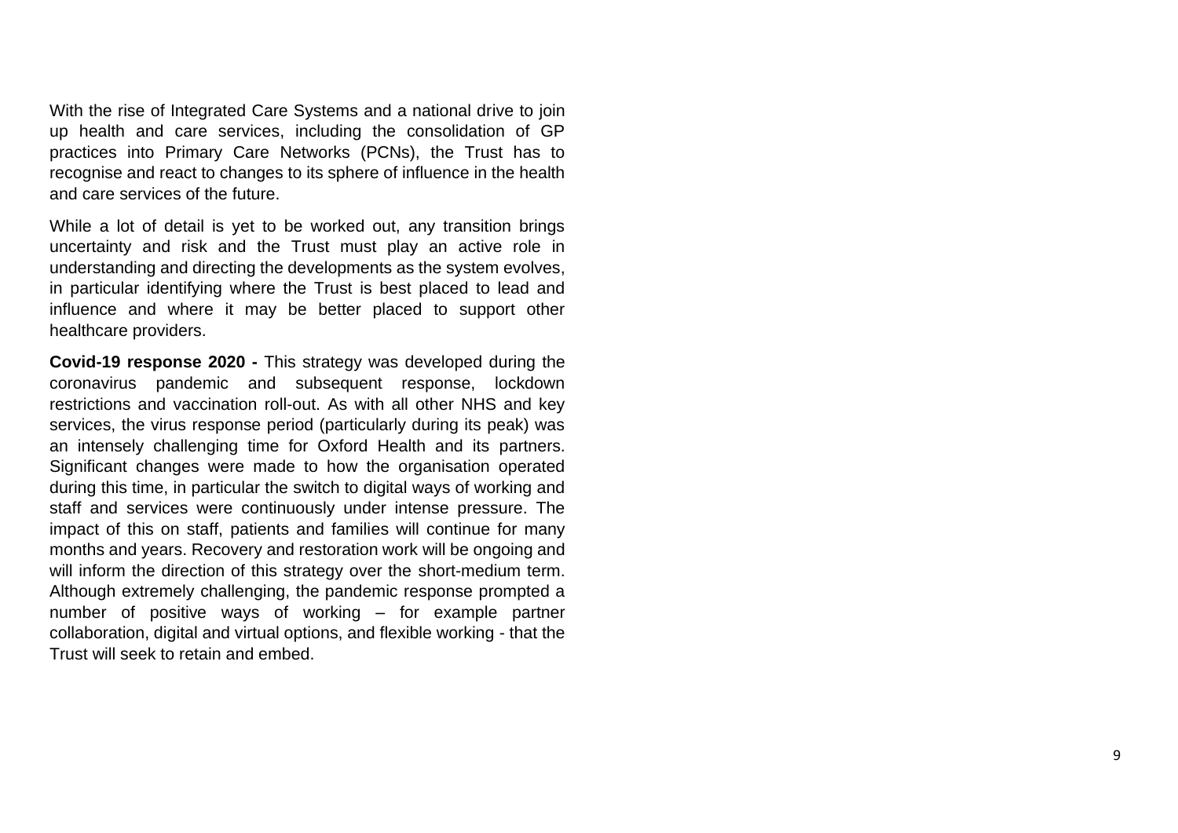With the rise of Integrated Care Systems and a national drive to join up health and care services, including the consolidation of GP practices into Primary Care Networks (PCNs), the Trust has to recognise and react to changes to its sphere of influence in the health and care services of the future.

While a lot of detail is yet to be worked out, any transition brings uncertainty and risk and the Trust must play an active role in understanding and directing the developments as the system evolves, in particular identifying where the Trust is best placed to lead and influence and where it may be better placed to support other healthcare providers.

**Covid-19 response 2020 -** This strategy was developed during the coronavirus pandemic and subsequent response, lockdown restrictions and vaccination roll-out. As with all other NHS and key services, the virus response period (particularly during its peak) was an intensely challenging time for Oxford Health and its partners. Significant changes were made to how the organisation operated during this time, in particular the switch to digital ways of working and staff and services were continuously under intense pressure. The impact of this on staff, patients and families will continue for many months and years. Recovery and restoration work will be ongoing and will inform the direction of this strategy over the short-medium term. Although extremely challenging, the pandemic response prompted a number of positive ways of working – for example partner collaboration, digital and virtual options, and flexible working - that the Trust will seek to retain and embed.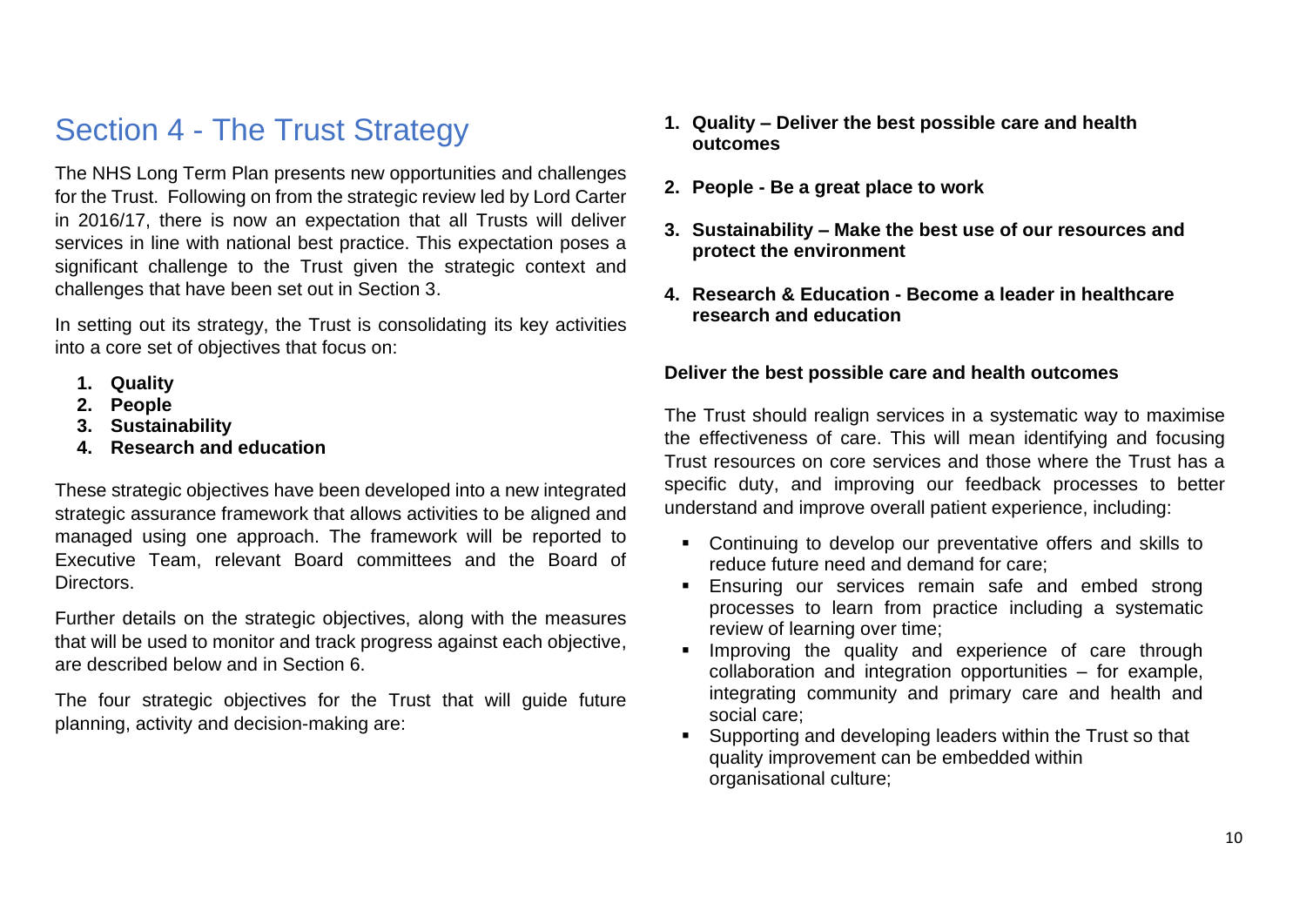# Section 4 - The Trust Strategy

The NHS Long Term Plan presents new opportunities and challenges for the Trust. Following on from the strategic review led by Lord Carter in 2016/17, there is now an expectation that all Trusts will deliver services in line with national best practice. This expectation poses a significant challenge to the Trust given the strategic context and challenges that have been set out in Section 3.

In setting out its strategy, the Trust is consolidating its key activities into a core set of objectives that focus on:

1. **Quality**
2. **People**
3. **Sustainability**
4. **Research and education**

These strategic objectives have been developed into a new integrated strategic assurance framework that allows activities to be aligned and managed using one approach. The framework will be reported to Executive Team, relevant Board committees and the Board of Directors.

Further details on the strategic objectives, along with the measures that will be used to monitor and track progress against each objective, are described below and in Section 6.

The four strategic objectives for the Trust that will guide future planning, activity and decision-making are:

1. **Quality – Deliver the best possible care and health outcomes**
2. **People - Be a great place to work**
3. **Sustainability – Make the best use of our resources and protect the environment**
4. **Research & Education - Become a leader in healthcare research and education**

**Deliver the best possible care and health outcomes**

The Trust should realign services in a systematic way to maximise the effectiveness of care. This will mean identifying and focusing Trust resources on core services and those where the Trust has a specific duty, and improving our feedback processes to better understand and improve overall patient experience, including:

- Continuing to develop our preventative offers and skills to reduce future need and demand for care;
- Ensuring our services remain safe and embed strong processes to learn from practice including a systematic review of learning over time;
- Improving the quality and experience of care through collaboration and integration opportunities – for example, integrating community and primary care and health and social care;
- Supporting and developing leaders within the Trust so that quality improvement can be embedded within organisational culture;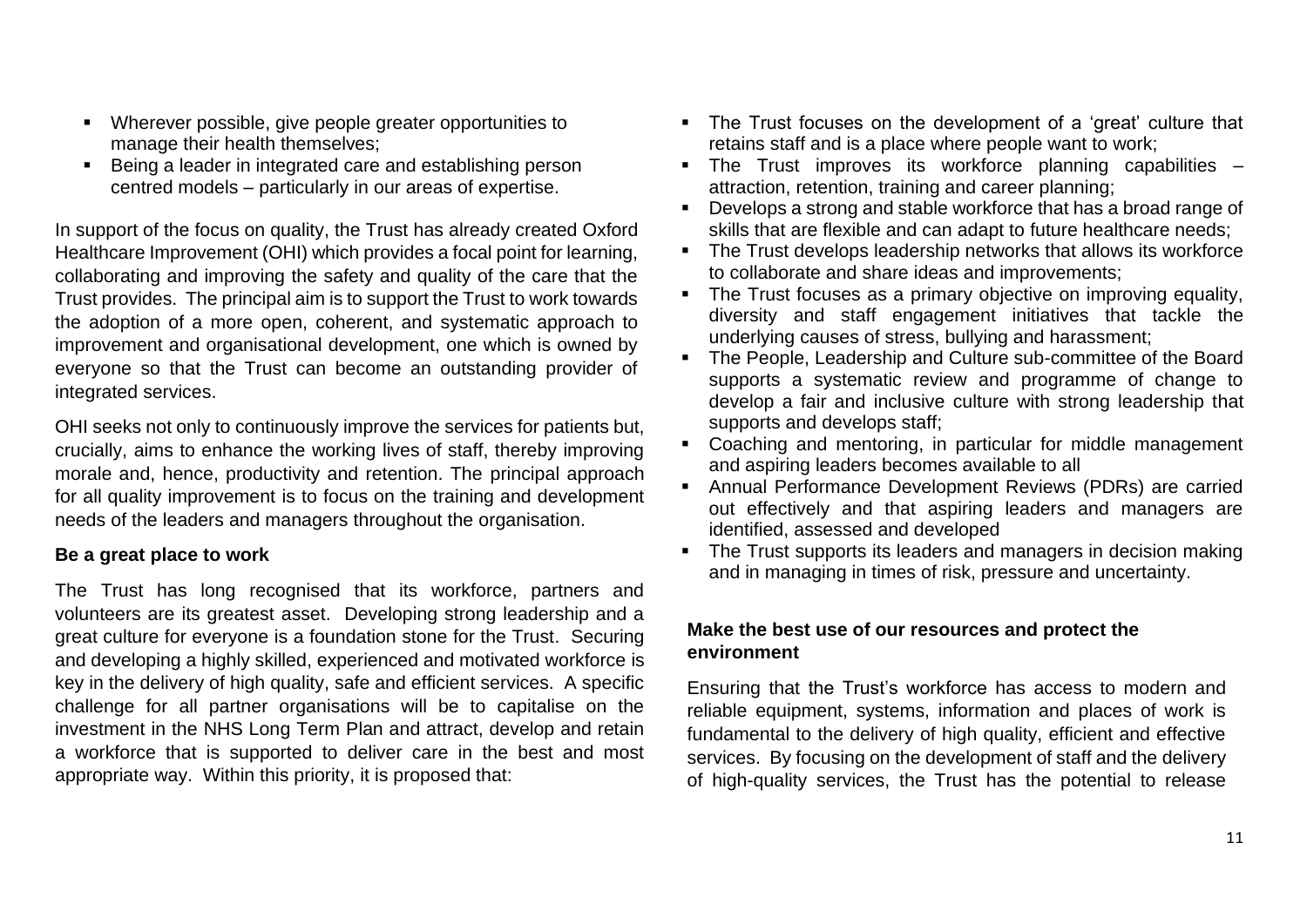- Wherever possible, give people greater opportunities to manage their health themselves;
- Being a leader in integrated care and establishing person centred models – particularly in our areas of expertise.

In support of the focus on quality, the Trust has already created Oxford Healthcare Improvement (OHI) which provides a focal point for learning, collaborating and improving the safety and quality of the care that the Trust provides. The principal aim is to support the Trust to work towards the adoption of a more open, coherent, and systematic approach to improvement and organisational development, one which is owned by everyone so that the Trust can become an outstanding provider of integrated services.

OHI seeks not only to continuously improve the services for patients but, crucially, aims to enhance the working lives of staff, thereby improving morale and, hence, productivity and retention. The principal approach for all quality improvement is to focus on the training and development needs of the leaders and managers throughout the organisation.

**Be a great place to work**

The Trust has long recognised that its workforce, partners and volunteers are its greatest asset. Developing strong leadership and a great culture for everyone is a foundation stone for the Trust. Securing and developing a highly skilled, experienced and motivated workforce is key in the delivery of high quality, safe and efficient services. A specific challenge for all partner organisations will be to capitalise on the investment in the NHS Long Term Plan and attract, develop and retain a workforce that is supported to deliver care in the best and most appropriate way. Within this priority, it is proposed that:

- The Trust focuses on the development of a 'great' culture that retains staff and is a place where people want to work;
- The Trust improves its workforce planning capabilities – attraction, retention, training and career planning;
- Develops a strong and stable workforce that has a broad range of skills that are flexible and can adapt to future healthcare needs;
- The Trust develops leadership networks that allows its workforce to collaborate and share ideas and improvements;
- The Trust focuses as a primary objective on improving equality, diversity and staff engagement initiatives that tackle the underlying causes of stress, bullying and harassment;
- The People, Leadership and Culture sub-committee of the Board supports a systematic review and programme of change to develop a fair and inclusive culture with strong leadership that supports and develops staff;
- Coaching and mentoring, in particular for middle management and aspiring leaders becomes available to all
- Annual Performance Development Reviews (PDRs) are carried out effectively and that aspiring leaders and managers are identified, assessed and developed
- The Trust supports its leaders and managers in decision making and in managing in times of risk, pressure and uncertainty.

**Make the best use of our resources and protect the environment**

Ensuring that the Trust's workforce has access to modern and reliable equipment, systems, information and places of work is fundamental to the delivery of high quality, efficient and effective services. By focusing on the development of staff and the delivery of high-quality services, the Trust has the potential to release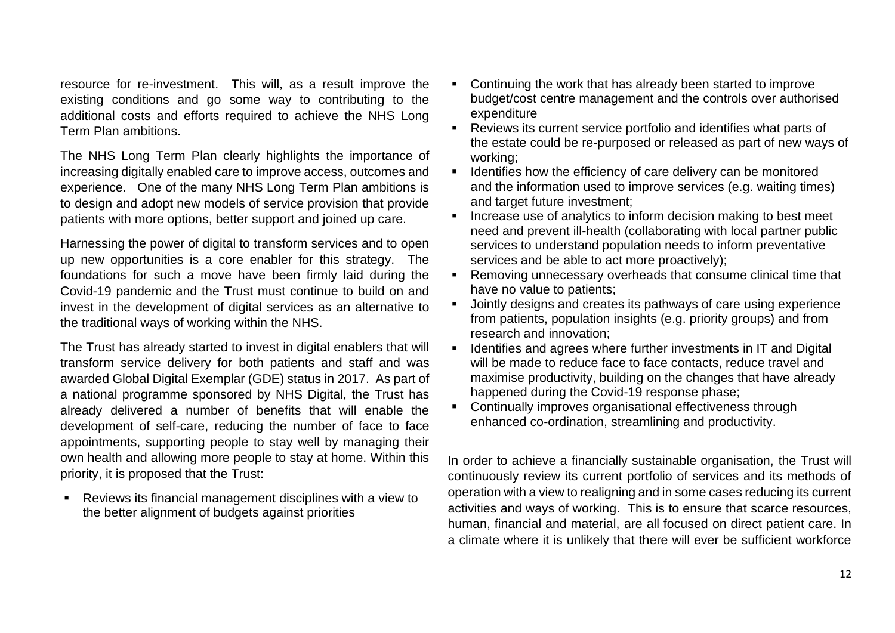resource for re-investment. This will, as a result improve the existing conditions and go some way to contributing to the additional costs and efforts required to achieve the NHS Long Term Plan ambitions.

The NHS Long Term Plan clearly highlights the importance of increasing digitally enabled care to improve access, outcomes and experience. One of the many NHS Long Term Plan ambitions is to design and adopt new models of service provision that provide patients with more options, better support and joined up care.

Harnessing the power of digital to transform services and to open up new opportunities is a core enabler for this strategy. The foundations for such a move have been firmly laid during the Covid-19 pandemic and the Trust must continue to build on and invest in the development of digital services as an alternative to the traditional ways of working within the NHS.

The Trust has already started to invest in digital enablers that will transform service delivery for both patients and staff and was awarded Global Digital Exemplar (GDE) status in 2017. As part of a national programme sponsored by NHS Digital, the Trust has already delivered a number of benefits that will enable the development of self-care, reducing the number of face to face appointments, supporting people to stay well by managing their own health and allowing more people to stay at home. Within this priority, it is proposed that the Trust:

- Reviews its financial management disciplines with a view to the better alignment of budgets against priorities
- Continuing the work that has already been started to improve budget/cost centre management and the controls over authorised expenditure
- Reviews its current service portfolio and identifies what parts of the estate could be re-purposed or released as part of new ways of working;
- Identifies how the efficiency of care delivery can be monitored and the information used to improve services (e.g. waiting times) and target future investment;
- Increase use of analytics to inform decision making to best meet need and prevent ill-health (collaborating with local partner public services to understand population needs to inform preventative services and be able to act more proactively);
- Removing unnecessary overheads that consume clinical time that have no value to patients;
- Jointly designs and creates its pathways of care using experience from patients, population insights (e.g. priority groups) and from research and innovation;
- Identifies and agrees where further investments in IT and Digital will be made to reduce face to face contacts, reduce travel and maximise productivity, building on the changes that have already happened during the Covid-19 response phase;
- Continually improves organisational effectiveness through enhanced co-ordination, streamlining and productivity.

In order to achieve a financially sustainable organisation, the Trust will continuously review its current portfolio of services and its methods of operation with a view to realigning and in some cases reducing its current activities and ways of working. This is to ensure that scarce resources, human, financial and material, are all focused on direct patient care. In a climate where it is unlikely that there will ever be sufficient workforce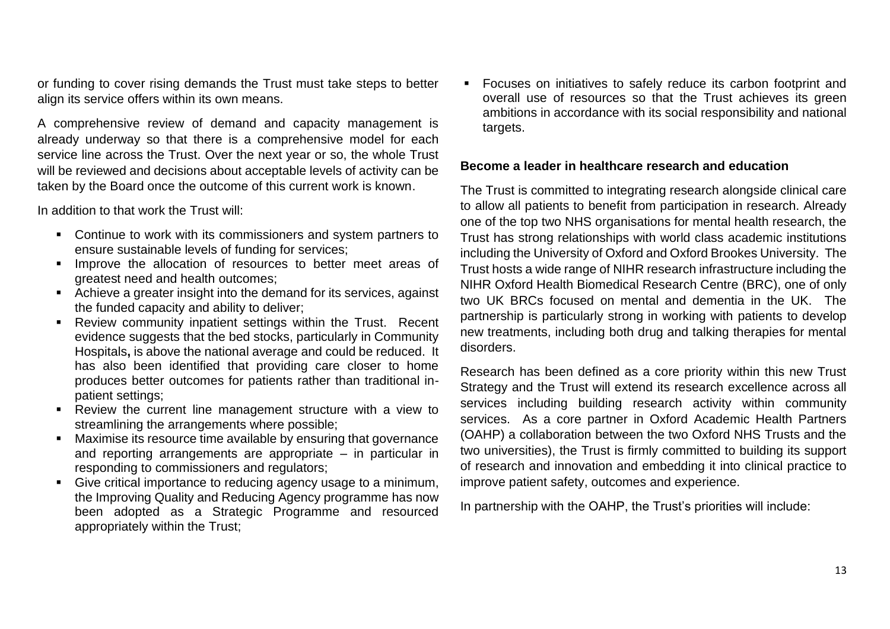or funding to cover rising demands the Trust must take steps to better align its service offers within its own means.

A comprehensive review of demand and capacity management is already underway so that there is a comprehensive model for each service line across the Trust. Over the next year or so, the whole Trust will be reviewed and decisions about acceptable levels of activity can be taken by the Board once the outcome of this current work is known.

In addition to that work the Trust will:

- Continue to work with its commissioners and system partners to ensure sustainable levels of funding for services;
- Improve the allocation of resources to better meet areas of greatest need and health outcomes;
- Achieve a greater insight into the demand for its services, against the funded capacity and ability to deliver;
- Review community inpatient settings within the Trust. Recent evidence suggests that the bed stocks, particularly in Community Hospitals**,** is above the national average and could be reduced. It has also been identified that providing care closer to home produces better outcomes for patients rather than traditional in-patient settings;
- Review the current line management structure with a view to streamlining the arrangements where possible;
- Maximise its resource time available by ensuring that governance and reporting arrangements are appropriate – in particular in responding to commissioners and regulators;
- Give critical importance to reducing agency usage to a minimum, the Improving Quality and Reducing Agency programme has now been adopted as a Strategic Programme and resourced appropriately within the Trust;
- Focuses on initiatives to safely reduce its carbon footprint and overall use of resources so that the Trust achieves its green ambitions in accordance with its social responsibility and national targets.

**Become a leader in healthcare research and education**

The Trust is committed to integrating research alongside clinical care to allow all patients to benefit from participation in research. Already one of the top two NHS organisations for mental health research, the Trust has strong relationships with world class academic institutions including the University of Oxford and Oxford Brookes University. The Trust hosts a wide range of NIHR research infrastructure including the NIHR Oxford Health Biomedical Research Centre (BRC), one of only two UK BRCs focused on mental and dementia in the UK. The partnership is particularly strong in working with patients to develop new treatments, including both drug and talking therapies for mental disorders.

Research has been defined as a core priority within this new Trust Strategy and the Trust will extend its research excellence across all services including building research activity within community services. As a core partner in Oxford Academic Health Partners (OAHP) a collaboration between the two Oxford NHS Trusts and the two universities), the Trust is firmly committed to building its support of research and innovation and embedding it into clinical practice to improve patient safety, outcomes and experience.

In partnership with the OAHP, the Trust's priorities will include: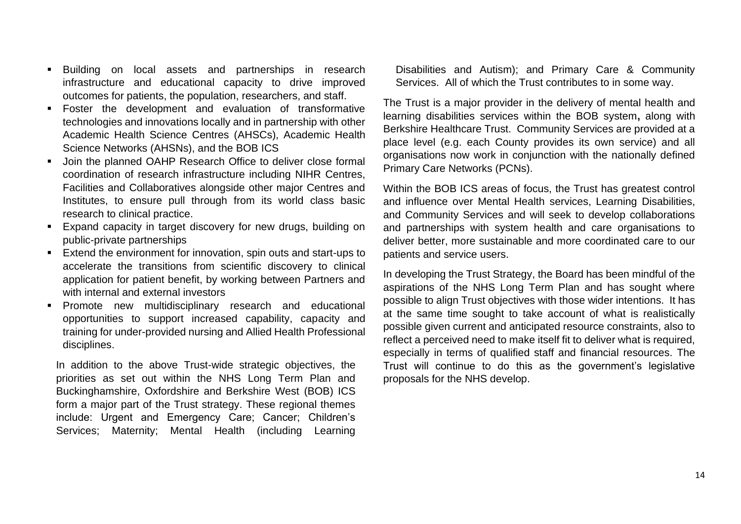- Building on local assets and partnerships in research infrastructure and educational capacity to drive improved outcomes for patients, the population, researchers, and staff.
- Foster the development and evaluation of transformative technologies and innovations locally and in partnership with other Academic Health Science Centres (AHSCs), Academic Health Science Networks (AHSNs), and the BOB ICS
- Join the planned OAHP Research Office to deliver close formal coordination of research infrastructure including NIHR Centres, Facilities and Collaboratives alongside other major Centres and Institutes, to ensure pull through from its world class basic research to clinical practice.
- Expand capacity in target discovery for new drugs, building on public-private partnerships
- Extend the environment for innovation, spin outs and start-ups to accelerate the transitions from scientific discovery to clinical application for patient benefit, by working between Partners and with internal and external investors
- Promote new multidisciplinary research and educational opportunities to support increased capability, capacity and training for under-provided nursing and Allied Health Professional disciplines.

In addition to the above Trust-wide strategic objectives, the priorities as set out within the NHS Long Term Plan and Buckinghamshire, Oxfordshire and Berkshire West (BOB) ICS form a major part of the Trust strategy. These regional themes include: Urgent and Emergency Care; Cancer; Children's Services; Maternity; Mental Health (including Learning Disabilities and Autism); and Primary Care & Community Services. All of which the Trust contributes to in some way.

The Trust is a major provider in the delivery of mental health and learning disabilities services within the BOB system**,** along with Berkshire Healthcare Trust. Community Services are provided at a place level (e.g. each County provides its own service) and all organisations now work in conjunction with the nationally defined Primary Care Networks (PCNs).

Within the BOB ICS areas of focus, the Trust has greatest control and influence over Mental Health services, Learning Disabilities, and Community Services and will seek to develop collaborations and partnerships with system health and care organisations to deliver better, more sustainable and more coordinated care to our patients and service users.

In developing the Trust Strategy, the Board has been mindful of the aspirations of the NHS Long Term Plan and has sought where possible to align Trust objectives with those wider intentions. It has at the same time sought to take account of what is realistically possible given current and anticipated resource constraints, also to reflect a perceived need to make itself fit to deliver what is required, especially in terms of qualified staff and financial resources. The Trust will continue to do this as the government's legislative proposals for the NHS develop.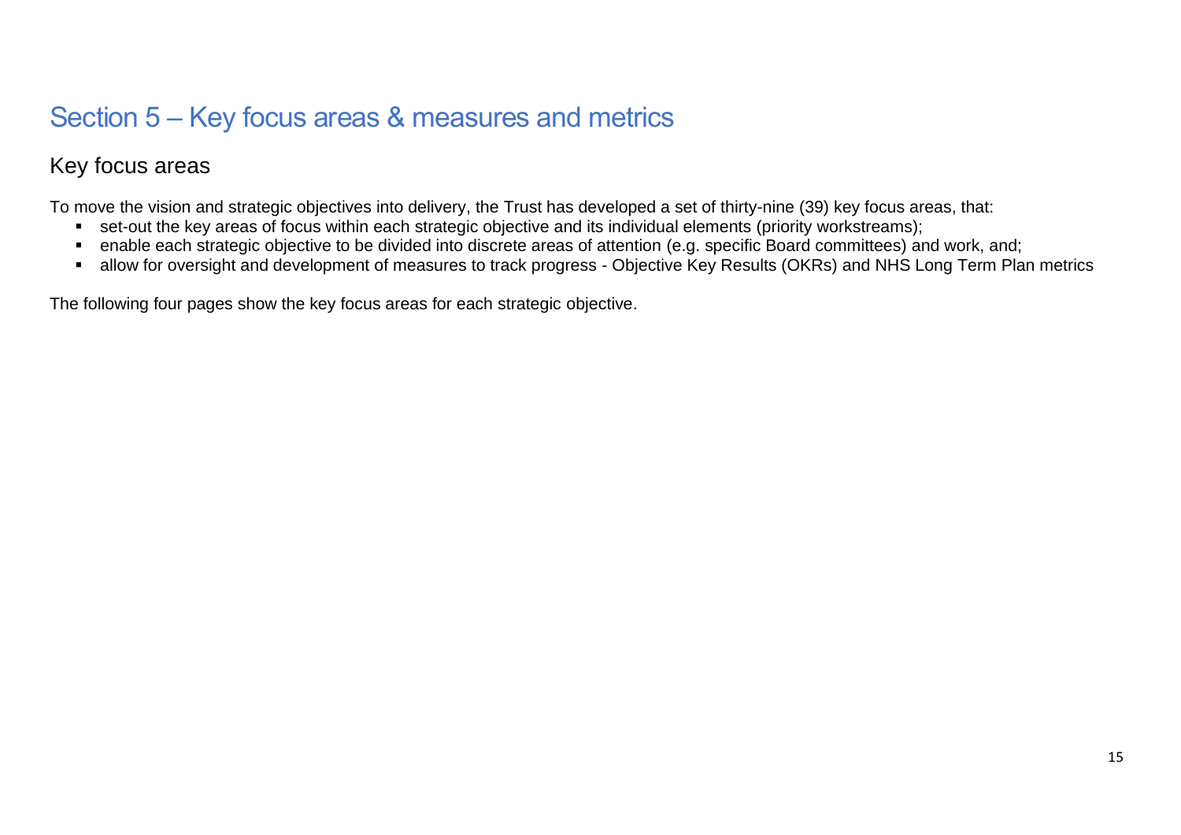# Section 5 – Key focus areas & measures and metrics

## Key focus areas

To move the vision and strategic objectives into delivery, the Trust has developed a set of thirty-nine (39) key focus areas, that:

- set-out the key areas of focus within each strategic objective and its individual elements (priority workstreams);
- enable each strategic objective to be divided into discrete areas of attention (e.g. specific Board committees) and work, and;
- allow for oversight and development of measures to track progress - Objective Key Results (OKRs) and NHS Long Term Plan metrics

The following four pages show the key focus areas for each strategic objective.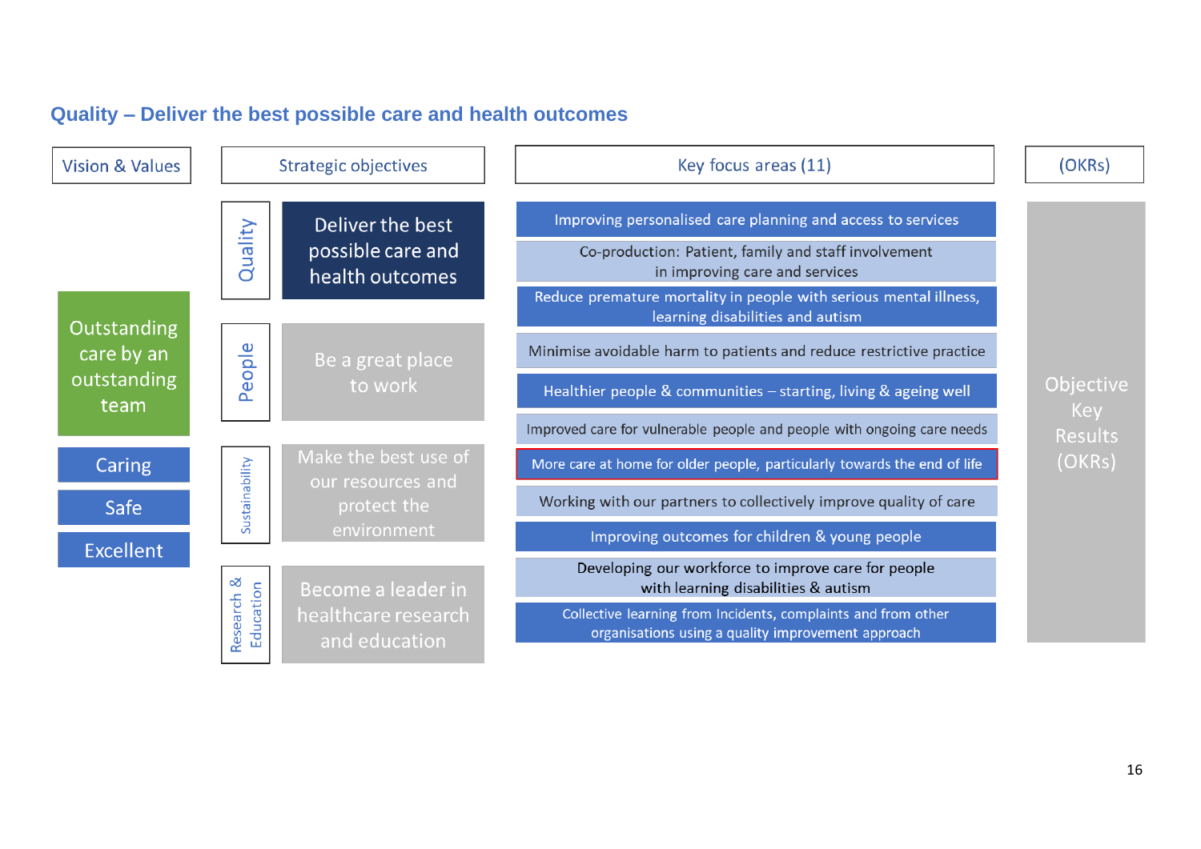## Quality – Deliver the best possible care and health outcomes

| Vision & Values | Strategic objectives | | Key focus areas (11) | (OKRs) |
|---|---|---|---|---|
| Outstanding care by an outstanding team | Quality | Deliver the best possible care and health outcomes | Improving personalised care planning and access to services | Objective Key Results (OKRs) |
| Caring | People | Be a great place to work | Co-production: Patient, family and staff involvement in improving care and services | |
| Safe | Sustainability | Make the best use of our resources and protect the environment | Reduce premature mortality in people with serious mental illness, learning disabilities and autism | |
| Excellent | Research & Education | Become a leader in healthcare research and education | Minimise avoidable harm to patients and reduce restrictive practice | |
| | | | Healthier people & communities – starting, living & ageing well | |
| | | | Improved care for vulnerable people and people with ongoing care needs | |
| | | | More care at home for older people, particularly towards the end of life | |
| | | | Working with our partners to collectively improve quality of care | |
| | | | Improving outcomes for children & young people | |
| | | | Developing our workforce to improve care for people with learning disabilities & autism | |
| | | | Collective learning from Incidents, complaints and from other organisations using a quality improvement approach | |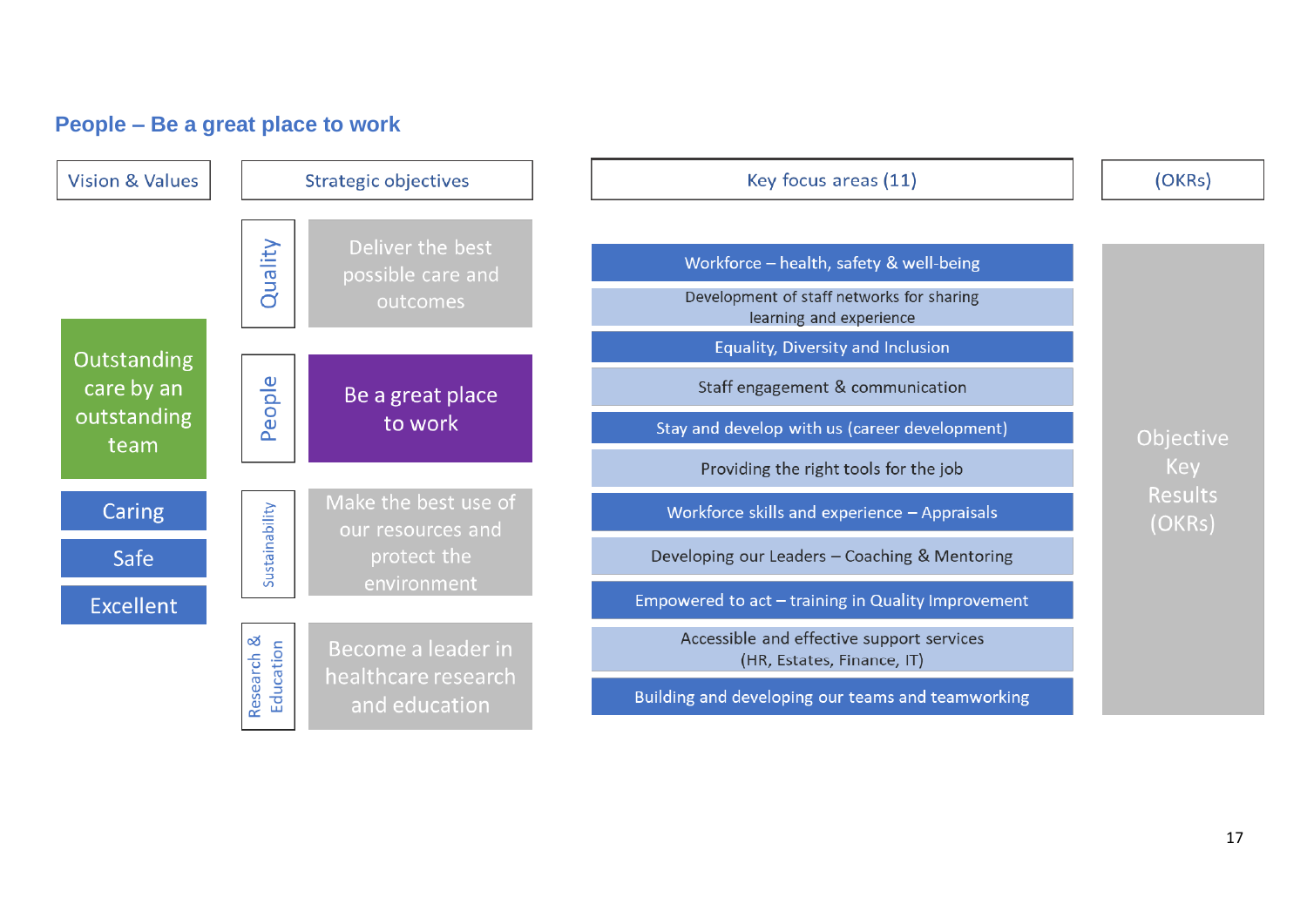## People – Be a great place to work

**Vision & Values**

- Outstanding care by an outstanding team
- Caring
- Safe
- Excellent

**Strategic objectives**

- Quality – Deliver the best possible care and outcomes
- People – Be a great place to work
- Sustainability – Make the best use of our resources and protect the environment
- Research & Education – Become a leader in healthcare research and education

**Key focus areas (11)**

- Workforce – health, safety & well-being
- Development of staff networks for sharing learning and experience
- Equality, Diversity and Inclusion
- Staff engagement & communication
- Stay and develop with us (career development)
- Providing the right tools for the job
- Workforce skills and experience – Appraisals
- Developing our Leaders – Coaching & Mentoring
- Empowered to act – training in Quality Improvement
- Accessible and effective support services (HR, Estates, Finance, IT)
- Building and developing our teams and teamworking

**(OKRs)**

Objective Key Results (OKRs)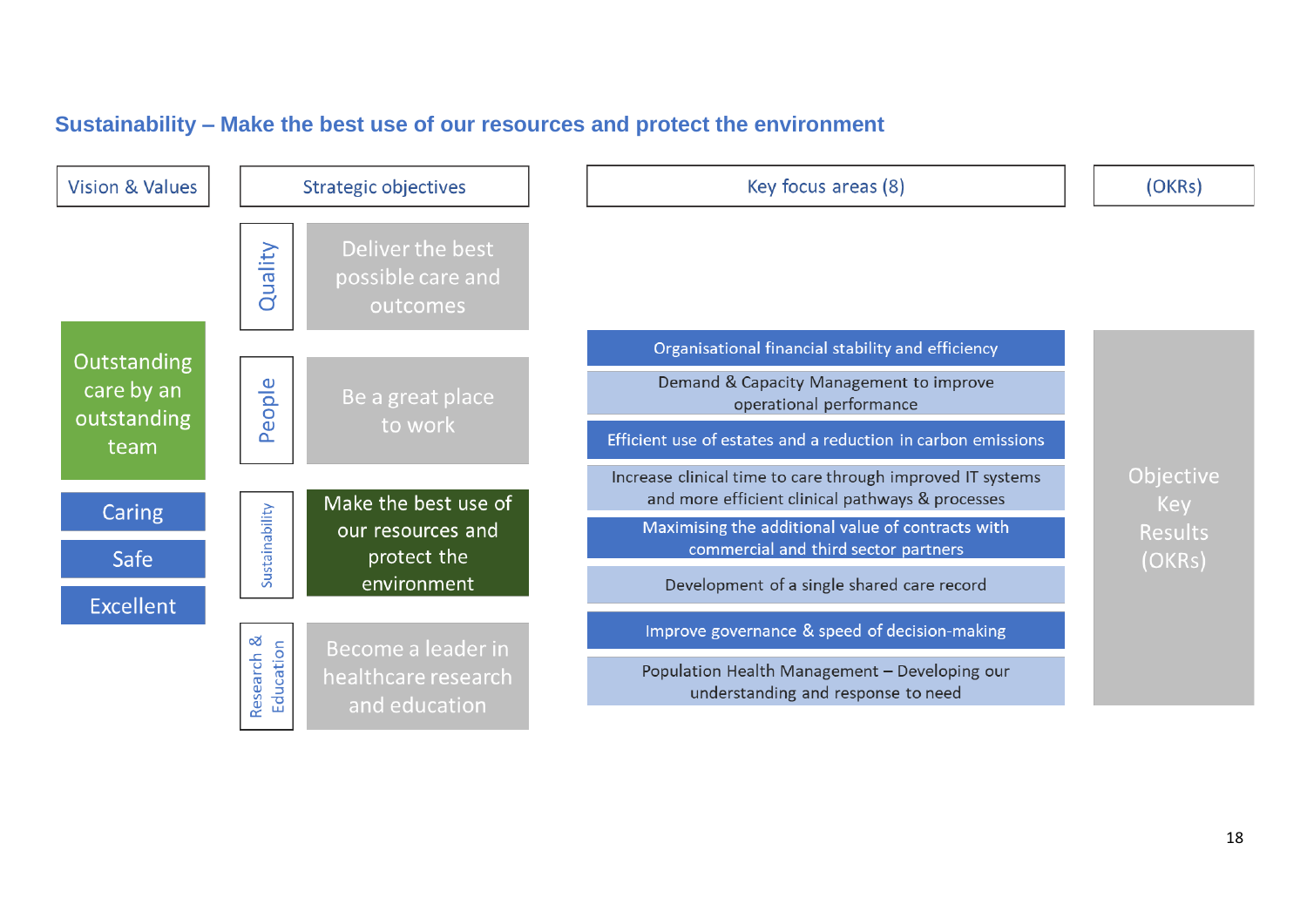## Sustainability – Make the best use of our resources and protect the environment

**Vision & Values**

- Outstanding care by an outstanding team
- Caring
- Safe
- Excellent

**Strategic objectives**

- Quality – Deliver the best possible care and outcomes
- People – Be a great place to work
- Sustainability – Make the best use of our resources and protect the environment
- Research & Education – Become a leader in healthcare research and education

**Key focus areas (8)**

- Organisational financial stability and efficiency
- Demand & Capacity Management to improve operational performance
- Efficient use of estates and a reduction in carbon emissions
- Increase clinical time to care through improved IT systems and more efficient clinical pathways & processes
- Maximising the additional value of contracts with commercial and third sector partners
- Development of a single shared care record
- Improve governance & speed of decision-making
- Population Health Management – Developing our understanding and response to need

**(OKRs)**

- Objective Key Results (OKRs)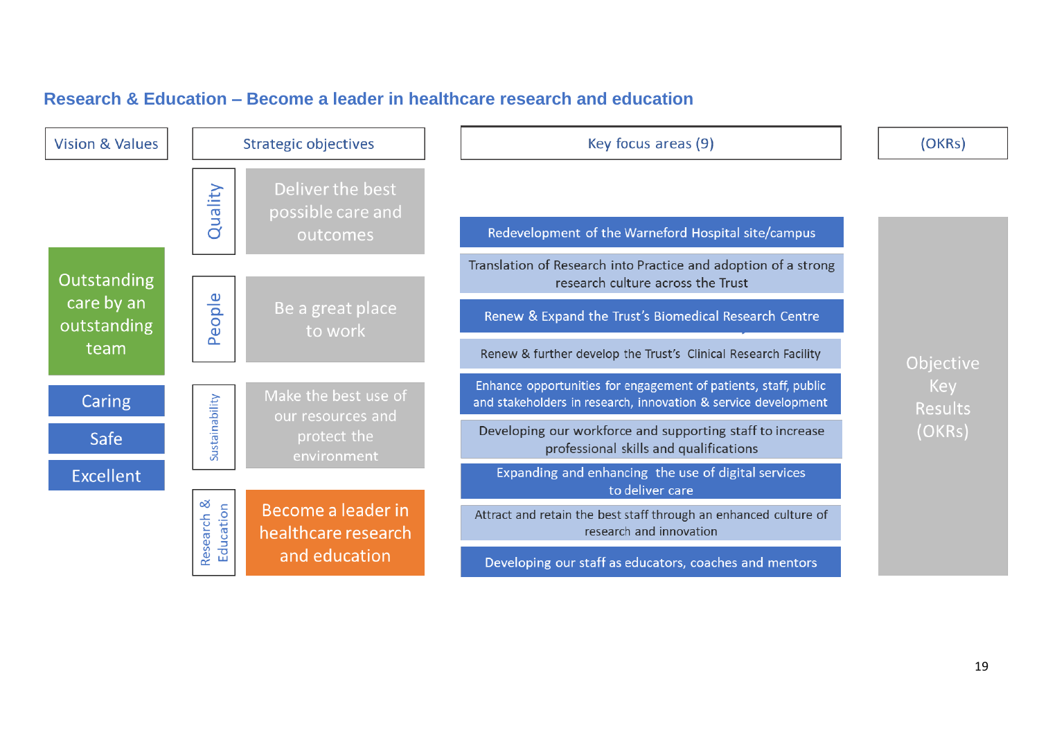## Research & Education – Become a leader in healthcare research and education

| Vision & Values | Strategic objectives | | Key focus areas (9) | (OKRs) |
|---|---|---|---|---|
| Outstanding care by an outstanding team | Quality | Deliver the best possible care and outcomes | Redevelopment of the Warneford Hospital site/campus | Objective Key Results (OKRs) |
| Caring | People | Be a great place to work | Translation of Research into Practice and adoption of a strong research culture across the Trust | |
| Safe | Sustainability | Make the best use of our resources and protect the environment | Renew & Expand the Trust's Biomedical Research Centre | |
| Excellent | Research & Education | Become a leader in healthcare research and education | Renew & further develop the Trust's Clinical Research Facility | |
| | | | Enhance opportunities for engagement of patients, staff, public and stakeholders in research, innovation & service development | |
| | | | Developing our workforce and supporting staff to increase professional skills and qualifications | |
| | | | Expanding and enhancing the use of digital services to deliver care | |
| | | | Attract and retain the best staff through an enhanced culture of research and innovation | |
| | | | Developing our staff as educators, coaches and mentors | |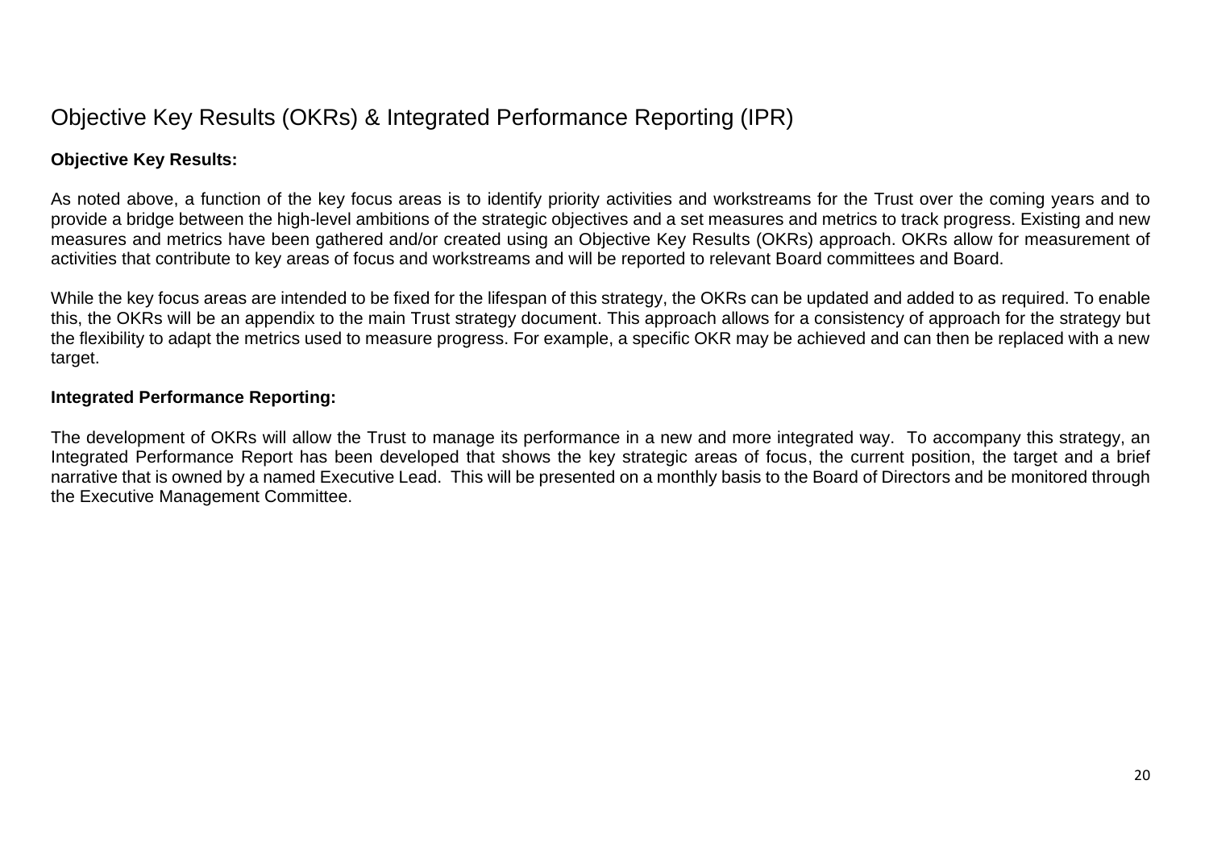## Objective Key Results (OKRs) & Integrated Performance Reporting (IPR)

**Objective Key Results:**

As noted above, a function of the key focus areas is to identify priority activities and workstreams for the Trust over the coming years and to provide a bridge between the high-level ambitions of the strategic objectives and a set measures and metrics to track progress. Existing and new measures and metrics have been gathered and/or created using an Objective Key Results (OKRs) approach. OKRs allow for measurement of activities that contribute to key areas of focus and workstreams and will be reported to relevant Board committees and Board.

While the key focus areas are intended to be fixed for the lifespan of this strategy, the OKRs can be updated and added to as required. To enable this, the OKRs will be an appendix to the main Trust strategy document. This approach allows for a consistency of approach for the strategy but the flexibility to adapt the metrics used to measure progress. For example, a specific OKR may be achieved and can then be replaced with a new target.

**Integrated Performance Reporting:**

The development of OKRs will allow the Trust to manage its performance in a new and more integrated way. To accompany this strategy, an Integrated Performance Report has been developed that shows the key strategic areas of focus, the current position, the target and a brief narrative that is owned by a named Executive Lead. This will be presented on a monthly basis to the Board of Directors and be monitored through the Executive Management Committee.